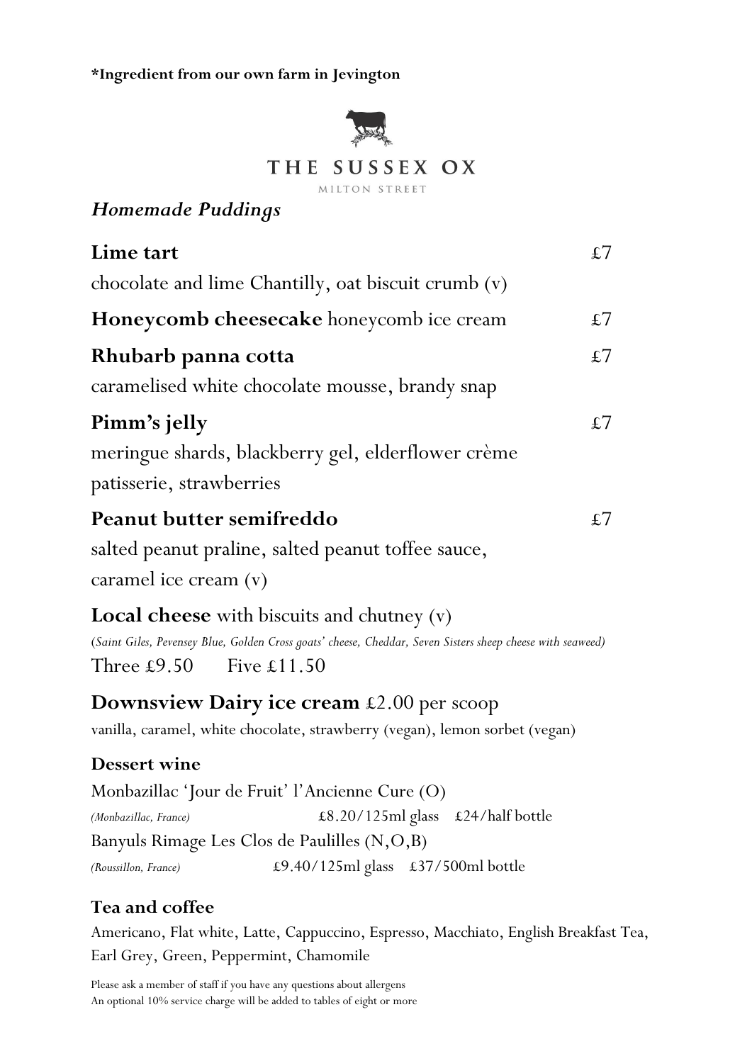**\*Ingredient from our own farm in Jevington**

# THE SUSSEX OX

MILTON STREET

## *Homemade Puddings*

**Lime tart** £7
chocolate and lime Chantilly, oat biscuit crumb (v)

**Honeycomb cheesecake** honeycomb ice cream £7

**Rhubarb panna cotta** £7
caramelised white chocolate mousse, brandy snap

**Pimm's jelly** £7
meringue shards, blackberry gel, elderflower crème patisserie, strawberries

**Peanut butter semifreddo** £7
salted peanut praline, salted peanut toffee sauce, caramel ice cream (v)

**Local cheese** with biscuits and chutney (v)
*(Saint Giles, Pevensey Blue, Golden Cross goats' cheese, Cheddar, Seven Sisters sheep cheese with seaweed)*
Three £9.50 Five £11.50

**Downsview Dairy ice cream** £2.00 per scoop
vanilla, caramel, white chocolate, strawberry (vegan), lemon sorbet (vegan)

### Dessert wine

Monbazillac 'Jour de Fruit' l'Ancienne Cure (O)
*(Monbazillac, France)* £8.20/125ml glass £24/half bottle

Banyuls Rimage Les Clos de Paulilles (N,O,B)
*(Roussillon, France)* £9.40/125ml glass £37/500ml bottle

### Tea and coffee

Americano, Flat white, Latte, Cappuccino, Espresso, Macchiato, English Breakfast Tea, Earl Grey, Green, Peppermint, Chamomile

Please ask a member of staff if you have any questions about allergens
An optional 10% service charge will be added to tables of eight or more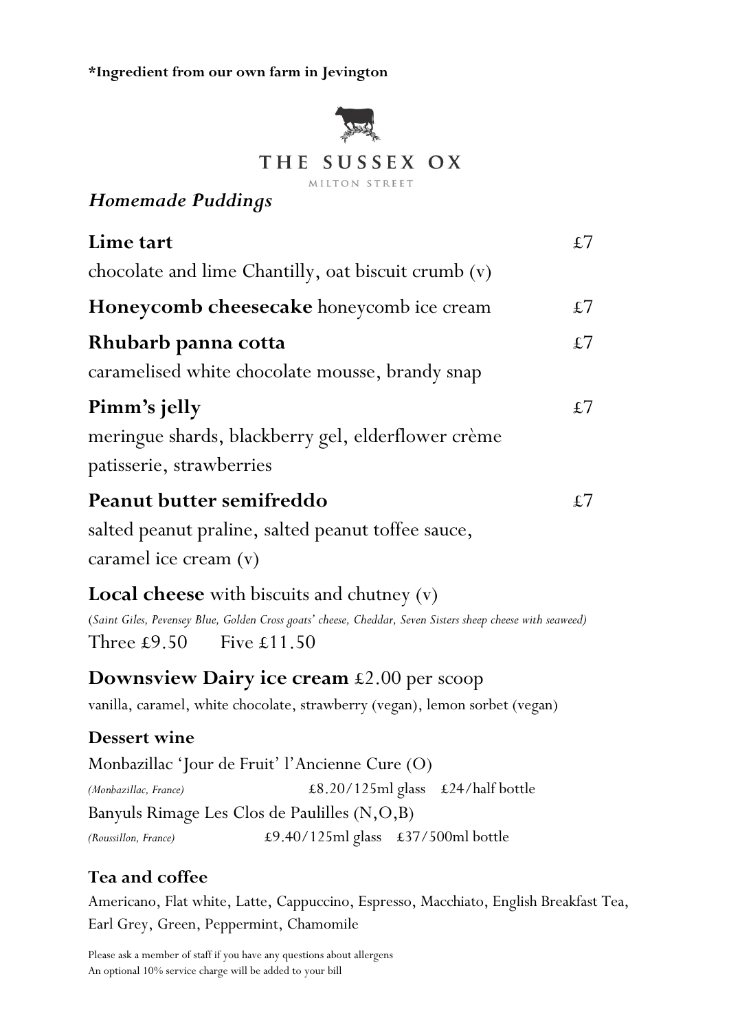**\*Ingredient from our own farm in Jevington**

THE SUSSEX OX

MILTON STREET

## *Homemade Puddings*

**Lime tart** £7
chocolate and lime Chantilly, oat biscuit crumb (v)

**Honeycomb cheesecake** honeycomb ice cream £7

**Rhubarb panna cotta** £7
caramelised white chocolate mousse, brandy snap

**Pimm's jelly** £7
meringue shards, blackberry gel, elderflower crème patisserie, strawberries

**Peanut butter semifreddo** £7
salted peanut praline, salted peanut toffee sauce, caramel ice cream (v)

**Local cheese** with biscuits and chutney (v)
*(Saint Giles, Pevensey Blue, Golden Cross goats' cheese, Cheddar, Seven Sisters sheep cheese with seaweed)*
Three £9.50 Five £11.50

**Downsview Dairy ice cream** £2.00 per scoop
vanilla, caramel, white chocolate, strawberry (vegan), lemon sorbet (vegan)

### Dessert wine

Monbazillac 'Jour de Fruit' l'Ancienne Cure (O)
*(Monbazillac, France)* £8.20/125ml glass £24/half bottle

Banyuls Rimage Les Clos de Paulilles (N,O,B)
*(Roussillon, France)* £9.40/125ml glass £37/500ml bottle

### Tea and coffee

Americano, Flat white, Latte, Cappuccino, Espresso, Macchiato, English Breakfast Tea, Earl Grey, Green, Peppermint, Chamomile

Please ask a member of staff if you have any questions about allergens
An optional 10% service charge will be added to your bill